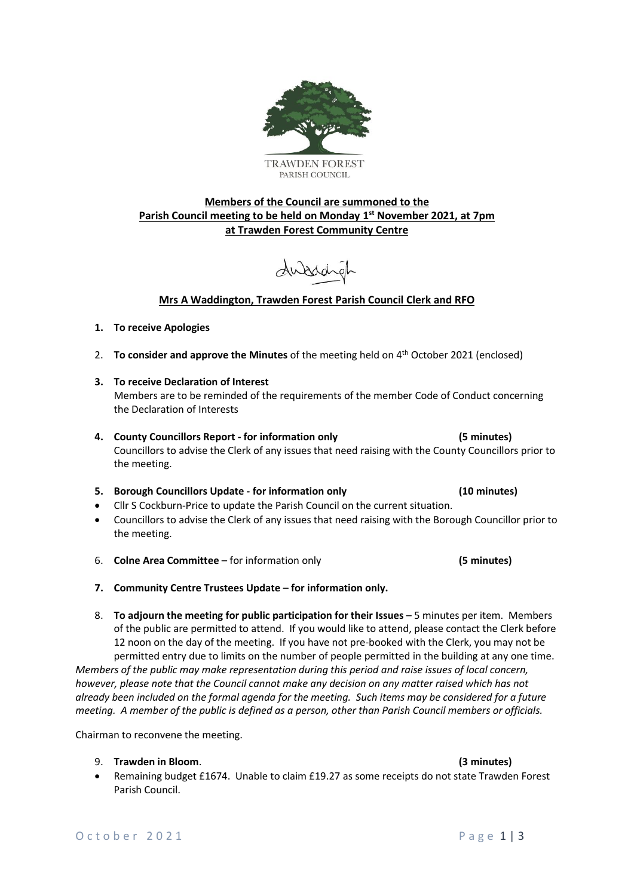TRAWDEN FOREST
PARISH COUNCIL

**Members of the Council are summoned to the**
**Parish Council meeting to be held on Monday 1st November 2021, at 7pm**
**at Trawden Forest Community Centre**

**Mrs A Waddington, Trawden Forest Parish Council Clerk and RFO**

1. **To receive Apologies**

2. **To consider and approve the Minutes** of the meeting held on 4th October 2021 (enclosed)

3. **To receive Declaration of Interest**
   Members are to be reminded of the requirements of the member Code of Conduct concerning the Declaration of Interests

4. **County Councillors Report - for information only** **(5 minutes)**
   Councillors to advise the Clerk of any issues that need raising with the County Councillors prior to the meeting.

5. **Borough Councillors Update - for information only** **(10 minutes)**
   - Cllr S Cockburn-Price to update the Parish Council on the current situation.
   - Councillors to advise the Clerk of any issues that need raising with the Borough Councillor prior to the meeting.

6. **Colne Area Committee** – for information only **(5 minutes)**

7. **Community Centre Trustees Update – for information only.**

8. **To adjourn the meeting for public participation for their Issues** – 5 minutes per item. Members of the public are permitted to attend. If you would like to attend, please contact the Clerk before 12 noon on the day of the meeting. If you have not pre-booked with the Clerk, you may not be permitted entry due to limits on the number of people permitted in the building at any one time.

*Members of the public may make representation during this period and raise issues of local concern, however, please note that the Council cannot make any decision on any matter raised which has not already been included on the formal agenda for the meeting. Such items may be considered for a future meeting. A member of the public is defined as a person, other than Parish Council members or officials.*

Chairman to reconvene the meeting.

9. **Trawden in Bloom**. **(3 minutes)**
   - Remaining budget £1674. Unable to claim £19.27 as some receipts do not state Trawden Forest Parish Council.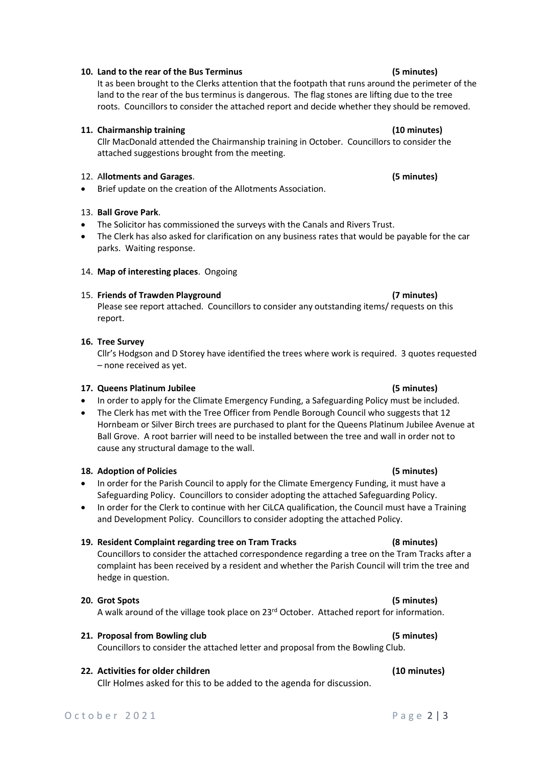**10. Land to the rear of the Bus Terminus** **(5 minutes)**

It as been brought to the Clerks attention that the footpath that runs around the perimeter of the land to the rear of the bus terminus is dangerous. The flag stones are lifting due to the tree roots. Councillors to consider the attached report and decide whether they should be removed.

**11. Chairmanship training** **(10 minutes)**

Cllr MacDonald attended the Chairmanship training in October. Councillors to consider the attached suggestions brought from the meeting.

12. A**llotments and Garages**. **(5 minutes)**

- Brief update on the creation of the Allotments Association.

13. **Ball Grove Park**.

- The Solicitor has commissioned the surveys with the Canals and Rivers Trust.
- The Clerk has also asked for clarification on any business rates that would be payable for the car parks. Waiting response.

14. **Map of interesting places**. Ongoing

15. **Friends of Trawden Playground** **(7 minutes)**

Please see report attached. Councillors to consider any outstanding items/ requests on this report.

**16. Tree Survey**

Cllr's Hodgson and D Storey have identified the trees where work is required. 3 quotes requested – none received as yet.

**17. Queens Platinum Jubilee** **(5 minutes)**

- In order to apply for the Climate Emergency Funding, a Safeguarding Policy must be included.
- The Clerk has met with the Tree Officer from Pendle Borough Council who suggests that 12 Hornbeam or Silver Birch trees are purchased to plant for the Queens Platinum Jubilee Avenue at Ball Grove. A root barrier will need to be installed between the tree and wall in order not to cause any structural damage to the wall.

**18. Adoption of Policies** **(5 minutes)**

- In order for the Parish Council to apply for the Climate Emergency Funding, it must have a Safeguarding Policy. Councillors to consider adopting the attached Safeguarding Policy.
- In order for the Clerk to continue with her CiLCA qualification, the Council must have a Training and Development Policy. Councillors to consider adopting the attached Policy.

**19. Resident Complaint regarding tree on Tram Tracks** **(8 minutes)**

Councillors to consider the attached correspondence regarding a tree on the Tram Tracks after a complaint has been received by a resident and whether the Parish Council will trim the tree and hedge in question.

**20. Grot Spots** **(5 minutes)**

A walk around of the village took place on 23rd October. Attached report for information.

**21. Proposal from Bowling club** **(5 minutes)**

Councillors to consider the attached letter and proposal from the Bowling Club.

**22. Activities for older children** **(10 minutes)**

Cllr Holmes asked for this to be added to the agenda for discussion.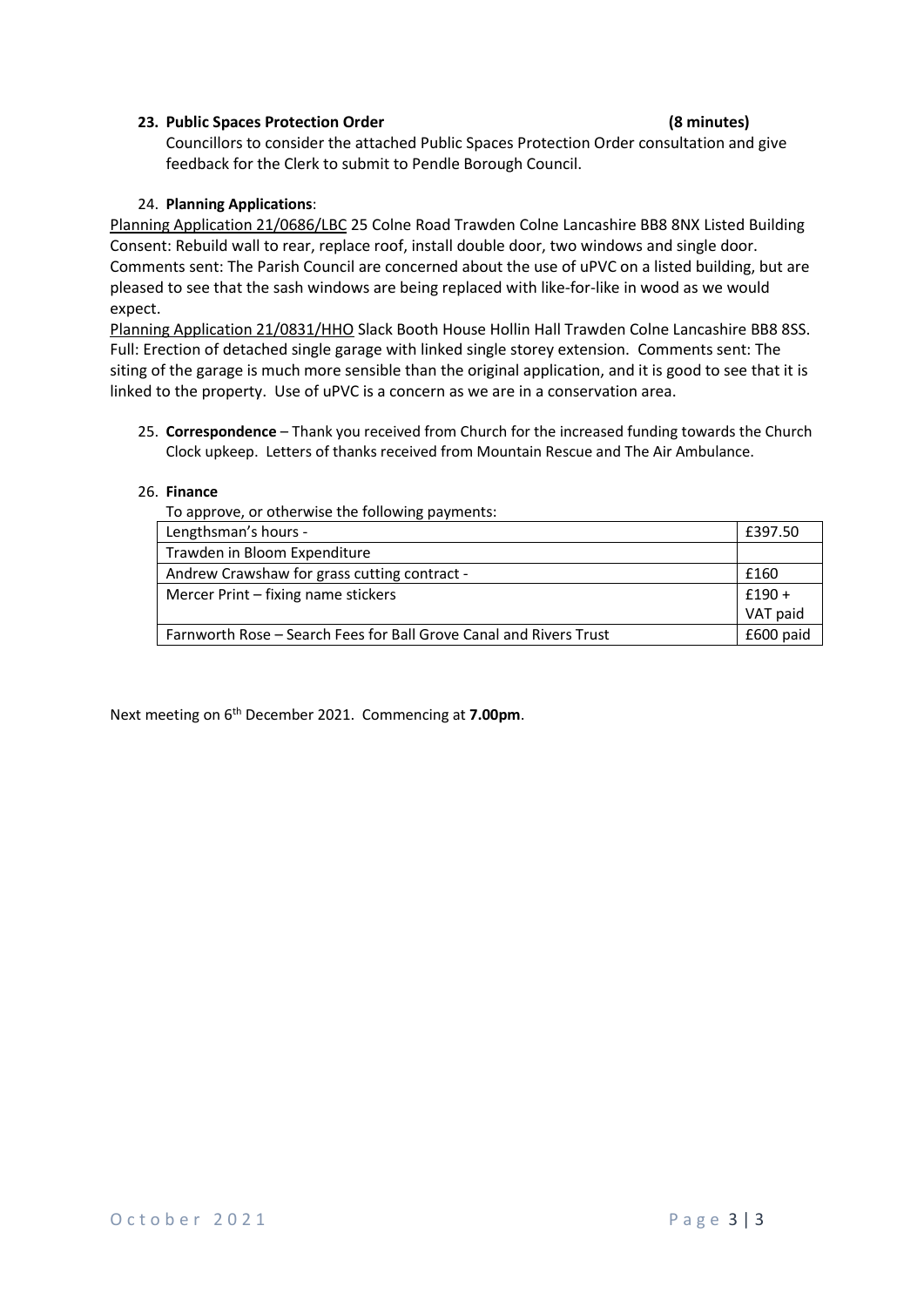**23. Public Spaces Protection Order (8 minutes)**

Councillors to consider the attached Public Spaces Protection Order consultation and give feedback for the Clerk to submit to Pendle Borough Council.

24. **Planning Applications**:

Planning Application 21/0686/LBC 25 Colne Road Trawden Colne Lancashire BB8 8NX Listed Building Consent: Rebuild wall to rear, replace roof, install double door, two windows and single door. Comments sent: The Parish Council are concerned about the use of uPVC on a listed building, but are pleased to see that the sash windows are being replaced with like-for-like in wood as we would expect.

Planning Application 21/0831/HHO Slack Booth House Hollin Hall Trawden Colne Lancashire BB8 8SS. Full: Erection of detached single garage with linked single storey extension. Comments sent: The siting of the garage is much more sensible than the original application, and it is good to see that it is linked to the property. Use of uPVC is a concern as we are in a conservation area.

25. **Correspondence** – Thank you received from Church for the increased funding towards the Church Clock upkeep. Letters of thanks received from Mountain Rescue and The Air Ambulance.

26. **Finance**

To approve, or otherwise the following payments:

| | |
|---|---|
| Lengthsman's hours - | £397.50 |
| Trawden in Bloom Expenditure | |
| Andrew Crawshaw for grass cutting contract - | £160 |
| Mercer Print – fixing name stickers | £190 + VAT paid |
| Farnworth Rose – Search Fees for Ball Grove Canal and Rivers Trust | £600 paid |

Next meeting on 6th December 2021. Commencing at **7.00pm**.